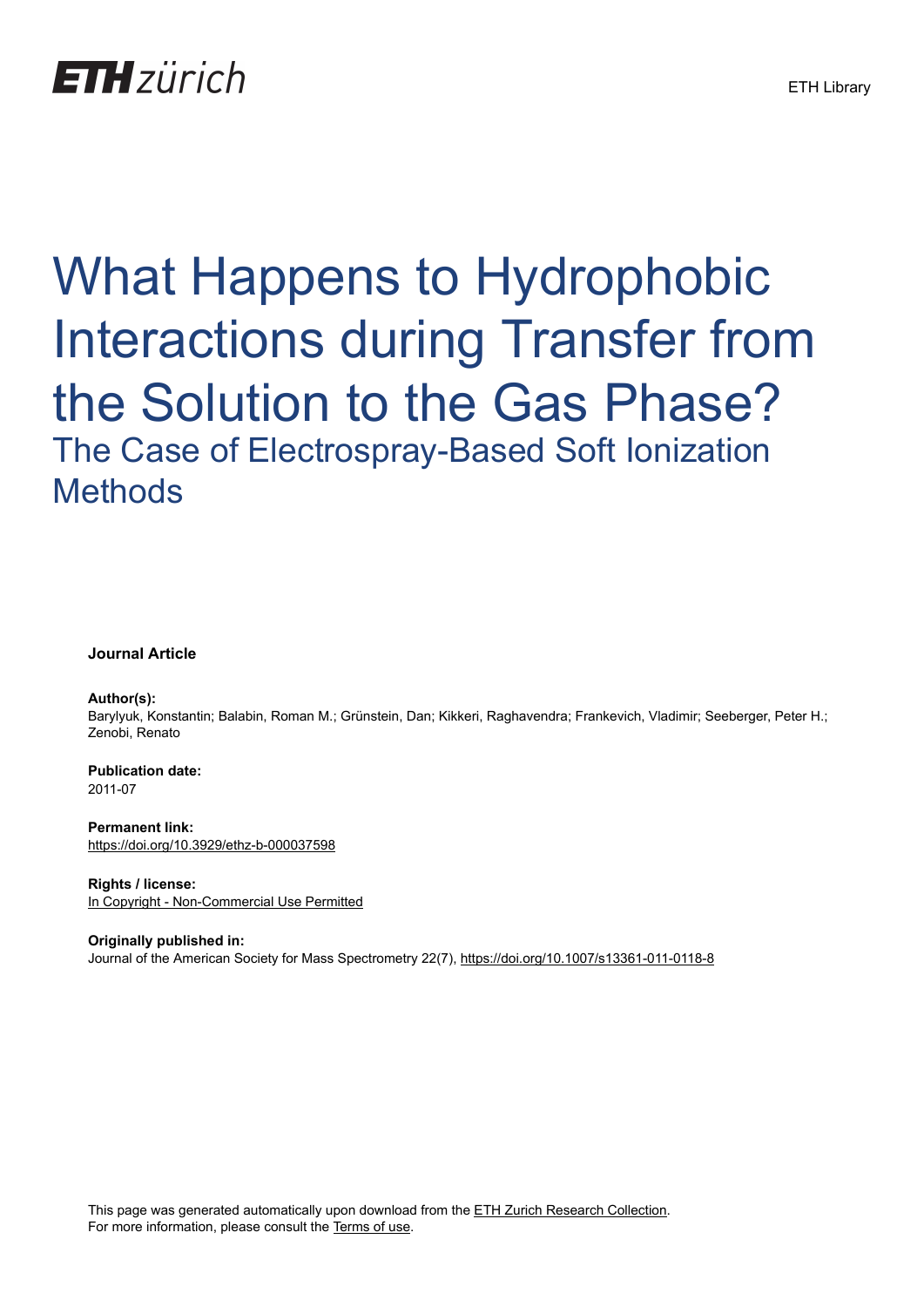# What Happens to Hydrophobic Interactions during Transfer from the Solution to the Gas Phase?

## The Case of Electrospray-Based Soft Ionization Methods

**Journal Article**

**Author(s):**
Barylyuk, Konstantin; Balabin, Roman M.; Grünstein, Dan; Kikkeri, Raghavendra; Frankevich, Vladimir; Seeberger, Peter H.; Zenobi, Renato

**Publication date:**
2011-07

**Permanent link:**
https://doi.org/10.3929/ethz-b-000037598

**Rights / license:**
In Copyright - Non-Commercial Use Permitted

**Originally published in:**
Journal of the American Society for Mass Spectrometry 22(7), https://doi.org/10.1007/s13361-011-0118-8

This page was generated automatically upon download from the ETH Zurich Research Collection.
For more information, please consult the Terms of use.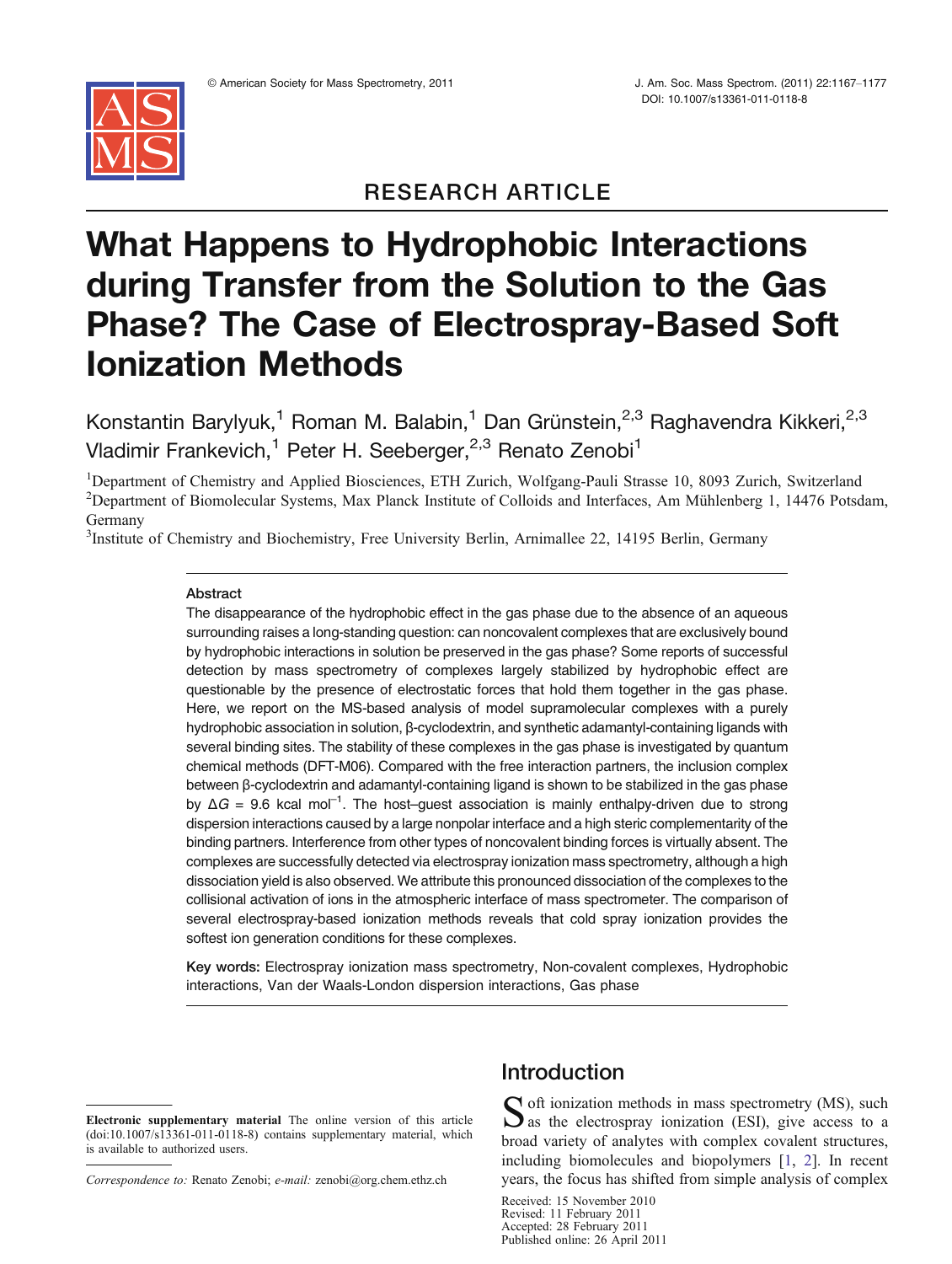# RESEARCH ARTICLE

# What Happens to Hydrophobic Interactions during Transfer from the Solution to the Gas Phase? The Case of Electrospray-Based Soft Ionization Methods

Konstantin Barylyuk,[1] Roman M. Balabin,[1] Dan Grünstein,[2,3] Raghavendra Kikkeri,[2,3] Vladimir Frankevich,[1] Peter H. Seeberger,[2,3] Renato Zenobi[1]

[1]Department of Chemistry and Applied Biosciences, ETH Zurich, Wolfgang-Pauli Strasse 10, 8093 Zurich, Switzerland
[2]Department of Biomolecular Systems, Max Planck Institute of Colloids and Interfaces, Am Mühlenberg 1, 14476 Potsdam, Germany
[3]Institute of Chemistry and Biochemistry, Free University Berlin, Arnimallee 22, 14195 Berlin, Germany

## Abstract

The disappearance of the hydrophobic effect in the gas phase due to the absence of an aqueous surrounding raises a long-standing question: can noncovalent complexes that are exclusively bound by hydrophobic interactions in solution be preserved in the gas phase? Some reports of successful detection by mass spectrometry of complexes largely stabilized by hydrophobic effect are questionable by the presence of electrostatic forces that hold them together in the gas phase. Here, we report on the MS-based analysis of model supramolecular complexes with a purely hydrophobic association in solution, β-cyclodextrin, and synthetic adamantyl-containing ligands with several binding sites. The stability of these complexes in the gas phase is investigated by quantum chemical methods (DFT-M06). Compared with the free interaction partners, the inclusion complex between β-cyclodextrin and adamantyl-containing ligand is shown to be stabilized in the gas phase by $\Delta G$ = 9.6 kcal mol$^{-1}$. The host–guest association is mainly enthalpy-driven due to strong dispersion interactions caused by a large nonpolar interface and a high steric complementarity of the binding partners. Interference from other types of noncovalent binding forces is virtually absent. The complexes are successfully detected via electrospray ionization mass spectrometry, although a high dissociation yield is also observed. We attribute this pronounced dissociation of the complexes to the collisional activation of ions in the atmospheric interface of mass spectrometer. The comparison of several electrospray-based ionization methods reveals that cold spray ionization provides the softest ion generation conditions for these complexes.

**Key words:** Electrospray ionization mass spectrometry, Non-covalent complexes, Hydrophobic interactions, Van der Waals-London dispersion interactions, Gas phase

## Introduction

Soft ionization methods in mass spectrometry (MS), such as the electrospray ionization (ESI), give access to a broad variety of analytes with complex covalent structures, including biomolecules and biopolymers [1, 2]. In recent years, the focus has shifted from simple analysis of complex

Received: 15 November 2010
Revised: 11 February 2011
Accepted: 28 February 2011
Published online: 26 April 2011

**Electronic supplementary material** The online version of this article (doi:10.1007/s13361-011-0118-8) contains supplementary material, which is available to authorized users.

*Correspondence to:* Renato Zenobi; *e-mail:* zenobi@org.chem.ethz.ch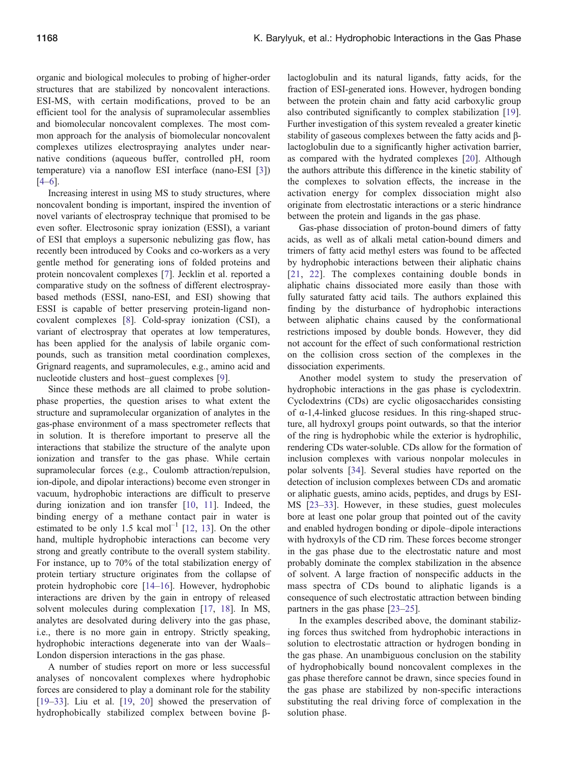organic and biological molecules to probing of higher-order structures that are stabilized by noncovalent interactions. ESI-MS, with certain modifications, proved to be an efficient tool for the analysis of supramolecular assemblies and biomolecular noncovalent complexes. The most common approach for the analysis of biomolecular noncovalent complexes utilizes electrospraying analytes under near-native conditions (aqueous buffer, controlled pH, room temperature) via a nanoflow ESI interface (nano-ESI [3]) [4–6].

Increasing interest in using MS to study structures, where noncovalent bonding is important, inspired the invention of novel variants of electrospray technique that promised to be even softer. Electrosonic spray ionization (ESSI), a variant of ESI that employs a supersonic nebulizing gas flow, has recently been introduced by Cooks and co-workers as a very gentle method for generating ions of folded proteins and protein noncovalent complexes [7]. Jecklin et al. reported a comparative study on the softness of different electrospray-based methods (ESSI, nano-ESI, and ESI) showing that ESSI is capable of better preserving protein-ligand noncovalent complexes [8]. Cold-spray ionization (CSI), a variant of electrospray that operates at low temperatures, has been applied for the analysis of labile organic compounds, such as transition metal coordination complexes, Grignard reagents, and supramolecules, e.g., amino acid and nucleotide clusters and host–guest complexes [9].

Since these methods are all claimed to probe solution-phase properties, the question arises to what extent the structure and supramolecular organization of analytes in the gas-phase environment of a mass spectrometer reflects that in solution. It is therefore important to preserve all the interactions that stabilize the structure of the analyte upon ionization and transfer to the gas phase. While certain supramolecular forces (e.g., Coulomb attraction/repulsion, ion-dipole, and dipolar interactions) become even stronger in vacuum, hydrophobic interactions are difficult to preserve during ionization and ion transfer [10, 11]. Indeed, the binding energy of a methane contact pair in water is estimated to be only 1.5 kcal $mol^{-1}$ [12, 13]. On the other hand, multiple hydrophobic interactions can become very strong and greatly contribute to the overall system stability. For instance, up to 70% of the total stabilization energy of protein tertiary structure originates from the collapse of protein hydrophobic core [14–16]. However, hydrophobic interactions are driven by the gain in entropy of released solvent molecules during complexation [17, 18]. In MS, analytes are desolvated during delivery into the gas phase, i.e., there is no more gain in entropy. Strictly speaking, hydrophobic interactions degenerate into van der Waals–London dispersion interactions in the gas phase.

A number of studies report on more or less successful analyses of noncovalent complexes where hydrophobic forces are considered to play a dominant role for the stability [19–33]. Liu et al. [19, 20] showed the preservation of hydrophobically stabilized complex between bovine β-lactoglobulin and its natural ligands, fatty acids, for the fraction of ESI-generated ions. However, hydrogen bonding between the protein chain and fatty acid carboxylic group also contributed significantly to complex stabilization [19]. Further investigation of this system revealed a greater kinetic stability of gaseous complexes between the fatty acids and β-lactoglobulin due to a significantly higher activation barrier, as compared with the hydrated complexes [20]. Although the authors attribute this difference in the kinetic stability of the complexes to solvation effects, the increase in the activation energy for complex dissociation might also originate from electrostatic interactions or a steric hindrance between the protein and ligands in the gas phase.

Gas-phase dissociation of proton-bound dimers of fatty acids, as well as of alkali metal cation-bound dimers and trimers of fatty acid methyl esters was found to be affected by hydrophobic interactions between their aliphatic chains [21, 22]. The complexes containing double bonds in aliphatic chains dissociated more easily than those with fully saturated fatty acid tails. The authors explained this finding by the disturbance of hydrophobic interactions between aliphatic chains caused by the conformational restrictions imposed by double bonds. However, they did not account for the effect of such conformational restriction on the collision cross section of the complexes in the dissociation experiments.

Another model system to study the preservation of hydrophobic interactions in the gas phase is cyclodextrin. Cyclodextrins (CDs) are cyclic oligosaccharides consisting of α-1,4-linked glucose residues. In this ring-shaped structure, all hydroxyl groups point outwards, so that the interior of the ring is hydrophobic while the exterior is hydrophilic, rendering CDs water-soluble. CDs allow for the formation of inclusion complexes with various nonpolar molecules in polar solvents [34]. Several studies have reported on the detection of inclusion complexes between CDs and aromatic or aliphatic guests, amino acids, peptides, and drugs by ESI-MS [23–33]. However, in these studies, guest molecules bore at least one polar group that pointed out of the cavity and enabled hydrogen bonding or dipole–dipole interactions with hydroxyls of the CD rim. These forces become stronger in the gas phase due to the electrostatic nature and most probably dominate the complex stabilization in the absence of solvent. A large fraction of nonspecific adducts in the mass spectra of CDs bound to aliphatic ligands is a consequence of such electrostatic attraction between binding partners in the gas phase [23–25].

In the examples described above, the dominant stabilizing forces thus switched from hydrophobic interactions in solution to electrostatic attraction or hydrogen bonding in the gas phase. An unambiguous conclusion on the stability of hydrophobically bound noncovalent complexes in the gas phase therefore cannot be drawn, since species found in the gas phase are stabilized by non-specific interactions substituting the real driving force of complexation in the solution phase.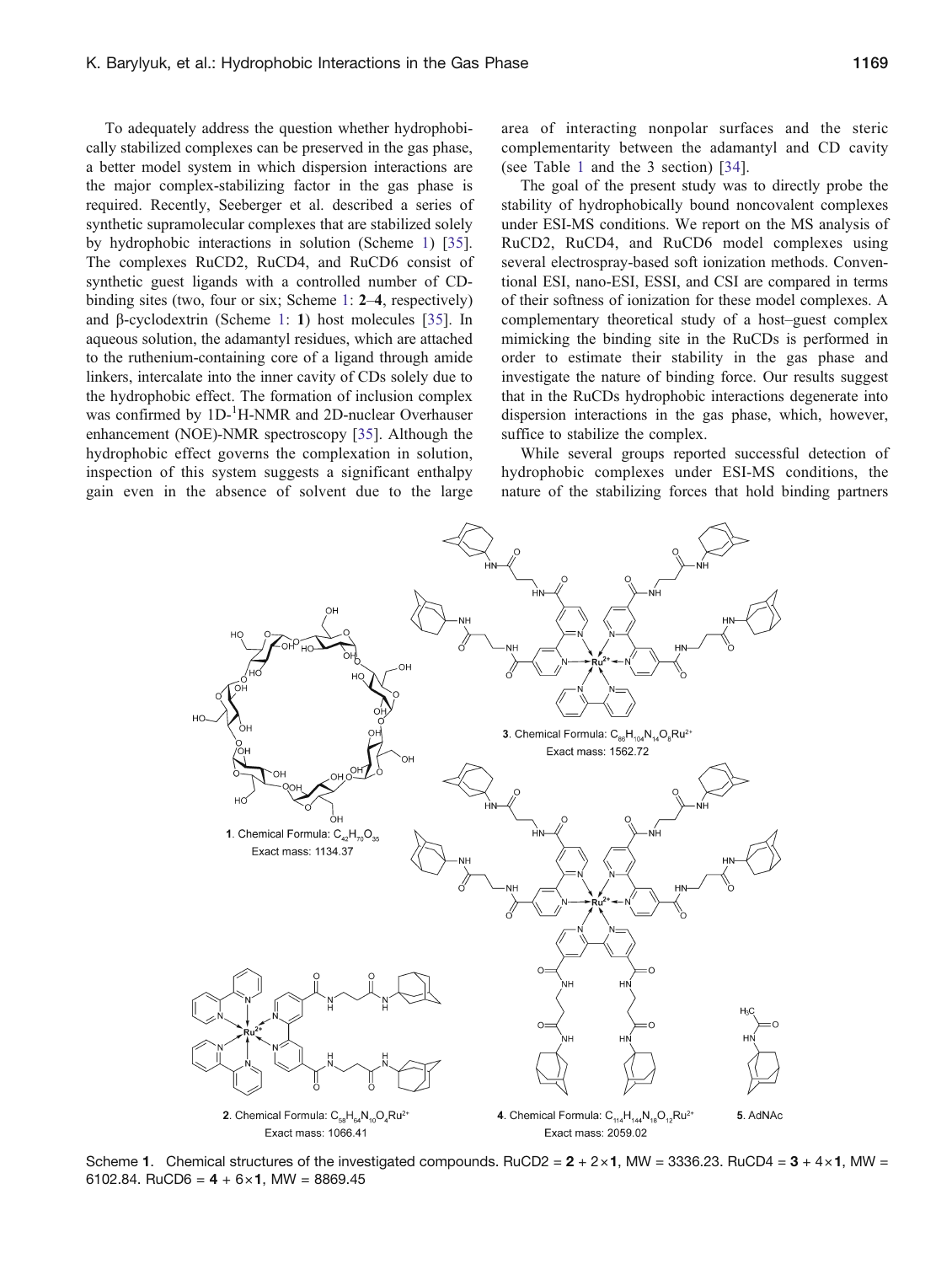To adequately address the question whether hydrophobically stabilized complexes can be preserved in the gas phase, a better model system in which dispersion interactions are the major complex-stabilizing factor in the gas phase is required. Recently, Seeberger et al. described a series of synthetic supramolecular complexes that are stabilized solely by hydrophobic interactions in solution (Scheme 1) [35]. The complexes RuCD2, RuCD4, and RuCD6 consist of synthetic guest ligands with a controlled number of CD-binding sites (two, four or six; Scheme 1: **2**–**4**, respectively) and β-cyclodextrin (Scheme 1: **1**) host molecules [35]. In aqueous solution, the adamantyl residues, which are attached to the ruthenium-containing core of a ligand through amide linkers, intercalate into the inner cavity of CDs solely due to the hydrophobic effect. The formation of inclusion complex was confirmed by 1D-$^{1}$H-NMR and 2D-nuclear Overhauser enhancement (NOE)-NMR spectroscopy [35]. Although the hydrophobic effect governs the complexation in solution, inspection of this system suggests a significant enthalpy gain even in the absence of solvent due to the large area of interacting nonpolar surfaces and the steric complementarity between the adamantyl and CD cavity (see Table 1 and the 3 section) [34].

The goal of the present study was to directly probe the stability of hydrophobically bound noncovalent complexes under ESI-MS conditions. We report on the MS analysis of RuCD2, RuCD4, and RuCD6 model complexes using several electrospray-based soft ionization methods. Conventional ESI, nano-ESI, ESSI, and CSI are compared in terms of their softness of ionization for these model complexes. A complementary theoretical study of a host–guest complex mimicking the binding site in the RuCDs is performed in order to estimate their stability in the gas phase and investigate the nature of binding force. Our results suggest that in the RuCDs hydrophobic interactions degenerate into dispersion interactions in the gas phase, which, however, suffice to stabilize the complex.

While several groups reported successful detection of hydrophobic complexes under ESI-MS conditions, the nature of the stabilizing forces that hold binding partners

**1**. Chemical Formula: $C_{42}H_{70}O_{35}$
Exact mass: 1134.37

**2**. Chemical Formula: $C_{58}H_{64}N_{10}O_4Ru^{2+}$
Exact mass: 1066.41

**3**. Chemical Formula: $C_{86}H_{104}N_{14}O_8Ru^{2+}$
Exact mass: 1562.72

**4**. Chemical Formula: $C_{114}H_{144}N_{18}O_{12}Ru^{2+}$
Exact mass: 2059.02

**5**. AdNAc

Scheme **1**. Chemical structures of the investigated compounds. RuCD2 = **2** + 2×**1**, MW = 3336.23. RuCD4 = **3** + 4×**1**, MW = 6102.84. RuCD6 = **4** + 6×**1**, MW = 8869.45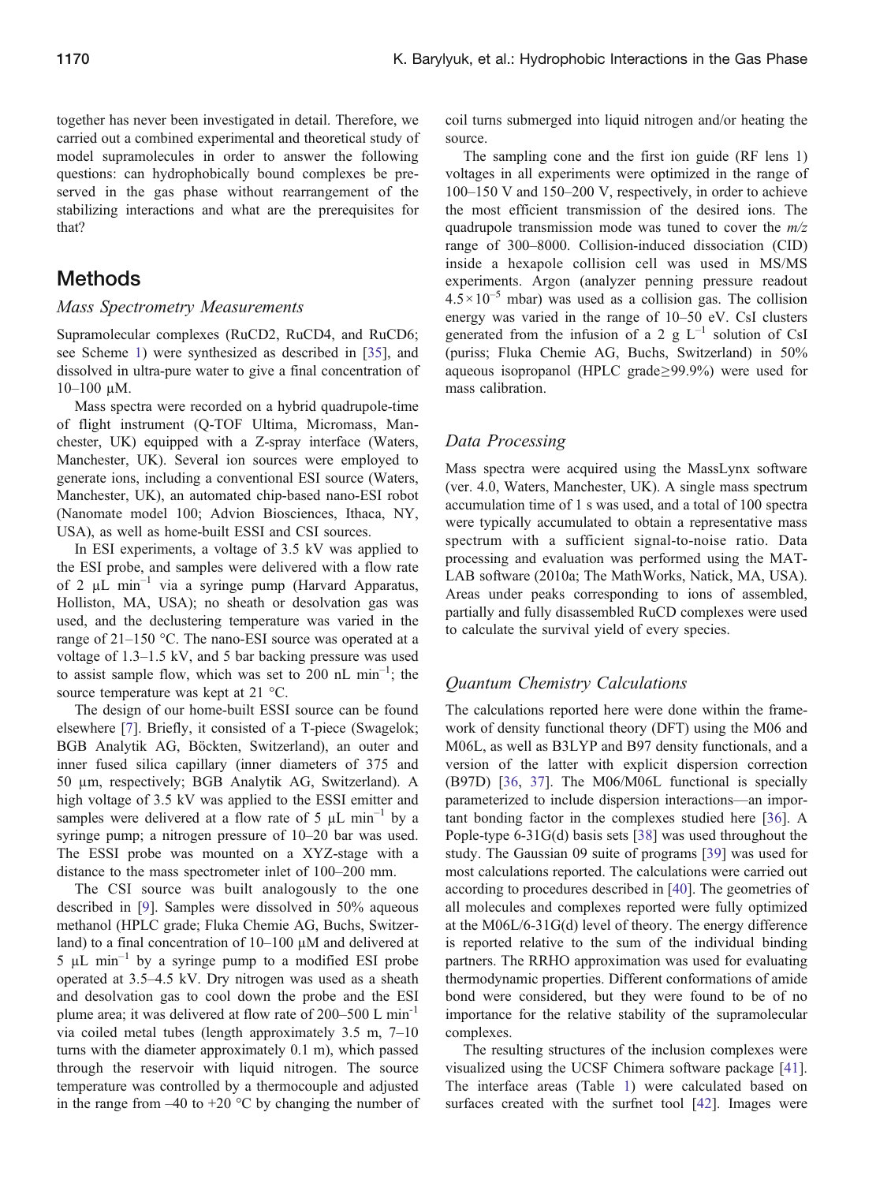together has never been investigated in detail. Therefore, we carried out a combined experimental and theoretical study of model supramolecules in order to answer the following questions: can hydrophobically bound complexes be preserved in the gas phase without rearrangement of the stabilizing interactions and what are the prerequisites for that?

## Methods

### *Mass Spectrometry Measurements*

Supramolecular complexes (RuCD2, RuCD4, and RuCD6; see Scheme 1) were synthesized as described in [35], and dissolved in ultra-pure water to give a final concentration of 10–100 μM.

Mass spectra were recorded on a hybrid quadrupole-time of flight instrument (Q-TOF Ultima, Micromass, Manchester, UK) equipped with a Z-spray interface (Waters, Manchester, UK). Several ion sources were employed to generate ions, including a conventional ESI source (Waters, Manchester, UK), an automated chip-based nano-ESI robot (Nanomate model 100; Advion Biosciences, Ithaca, NY, USA), as well as home-built ESSI and CSI sources.

In ESI experiments, a voltage of 3.5 kV was applied to the ESI probe, and samples were delivered with a flow rate of 2 μL min$^{-1}$ via a syringe pump (Harvard Apparatus, Holliston, MA, USA); no sheath or desolvation gas was used, and the declustering temperature was varied in the range of 21–150 °C. The nano-ESI source was operated at a voltage of 1.3–1.5 kV, and 5 bar backing pressure was used to assist sample flow, which was set to 200 nL min$^{-1}$; the source temperature was kept at 21 °C.

The design of our home-built ESSI source can be found elsewhere [7]. Briefly, it consisted of a T-piece (Swagelok; BGB Analytik AG, Böckten, Switzerland), an outer and inner fused silica capillary (inner diameters of 375 and 50 μm, respectively; BGB Analytik AG, Switzerland). A high voltage of 3.5 kV was applied to the ESSI emitter and samples were delivered at a flow rate of 5 μL min$^{-1}$ by a syringe pump; a nitrogen pressure of 10–20 bar was used. The ESSI probe was mounted on a XYZ-stage with a distance to the mass spectrometer inlet of 100–200 mm.

The CSI source was built analogously to the one described in [9]. Samples were dissolved in 50% aqueous methanol (HPLC grade; Fluka Chemie AG, Buchs, Switzerland) to a final concentration of 10–100 μM and delivered at 5 μL min$^{-1}$ by a syringe pump to a modified ESI probe operated at 3.5–4.5 kV. Dry nitrogen was used as a sheath and desolvation gas to cool down the probe and the ESI plume area; it was delivered at flow rate of 200–500 L min$^{-1}$ via coiled metal tubes (length approximately 3.5 m, 7–10 turns with the diameter approximately 0.1 m), which passed through the reservoir with liquid nitrogen. The source temperature was controlled by a thermocouple and adjusted in the range from –40 to +20 °C by changing the number of coil turns submerged into liquid nitrogen and/or heating the source.

The sampling cone and the first ion guide (RF lens 1) voltages in all experiments were optimized in the range of 100–150 V and 150–200 V, respectively, in order to achieve the most efficient transmission of the desired ions. The quadrupole transmission mode was tuned to cover the $m/z$ range of 300–8000. Collision-induced dissociation (CID) inside a hexapole collision cell was used in MS/MS experiments. Argon (analyzer penning pressure readout $4.5\times10^{-5}$ mbar) was used as a collision gas. The collision energy was varied in the range of 10–50 eV. CsI clusters generated from the infusion of a 2 g L$^{-1}$ solution of CsI (puriss; Fluka Chemie AG, Buchs, Switzerland) in 50% aqueous isopropanol (HPLC grade≥99.9%) were used for mass calibration.

### *Data Processing*

Mass spectra were acquired using the MassLynx software (ver. 4.0, Waters, Manchester, UK). A single mass spectrum accumulation time of 1 s was used, and a total of 100 spectra were typically accumulated to obtain a representative mass spectrum with a sufficient signal-to-noise ratio. Data processing and evaluation was performed using the MATLAB software (2010a; The MathWorks, Natick, MA, USA). Areas under peaks corresponding to ions of assembled, partially and fully disassembled RuCD complexes were used to calculate the survival yield of every species.

### *Quantum Chemistry Calculations*

The calculations reported here were done within the framework of density functional theory (DFT) using the M06 and M06L, as well as B3LYP and B97 density functionals, and a version of the latter with explicit dispersion correction (B97D) [36, 37]. The M06/M06L functional is specially parameterized to include dispersion interactions—an important bonding factor in the complexes studied here [36]. A Pople-type 6-31G(d) basis sets [38] was used throughout the study. The Gaussian 09 suite of programs [39] was used for most calculations reported. The calculations were carried out according to procedures described in [40]. The geometries of all molecules and complexes reported were fully optimized at the M06L/6-31G(d) level of theory. The energy difference is reported relative to the sum of the individual binding partners. The RRHO approximation was used for evaluating thermodynamic properties. Different conformations of amide bond were considered, but they were found to be of no importance for the relative stability of the supramolecular complexes.

The resulting structures of the inclusion complexes were visualized using the UCSF Chimera software package [41]. The interface areas (Table 1) were calculated based on surfaces created with the surfnet tool [42]. Images were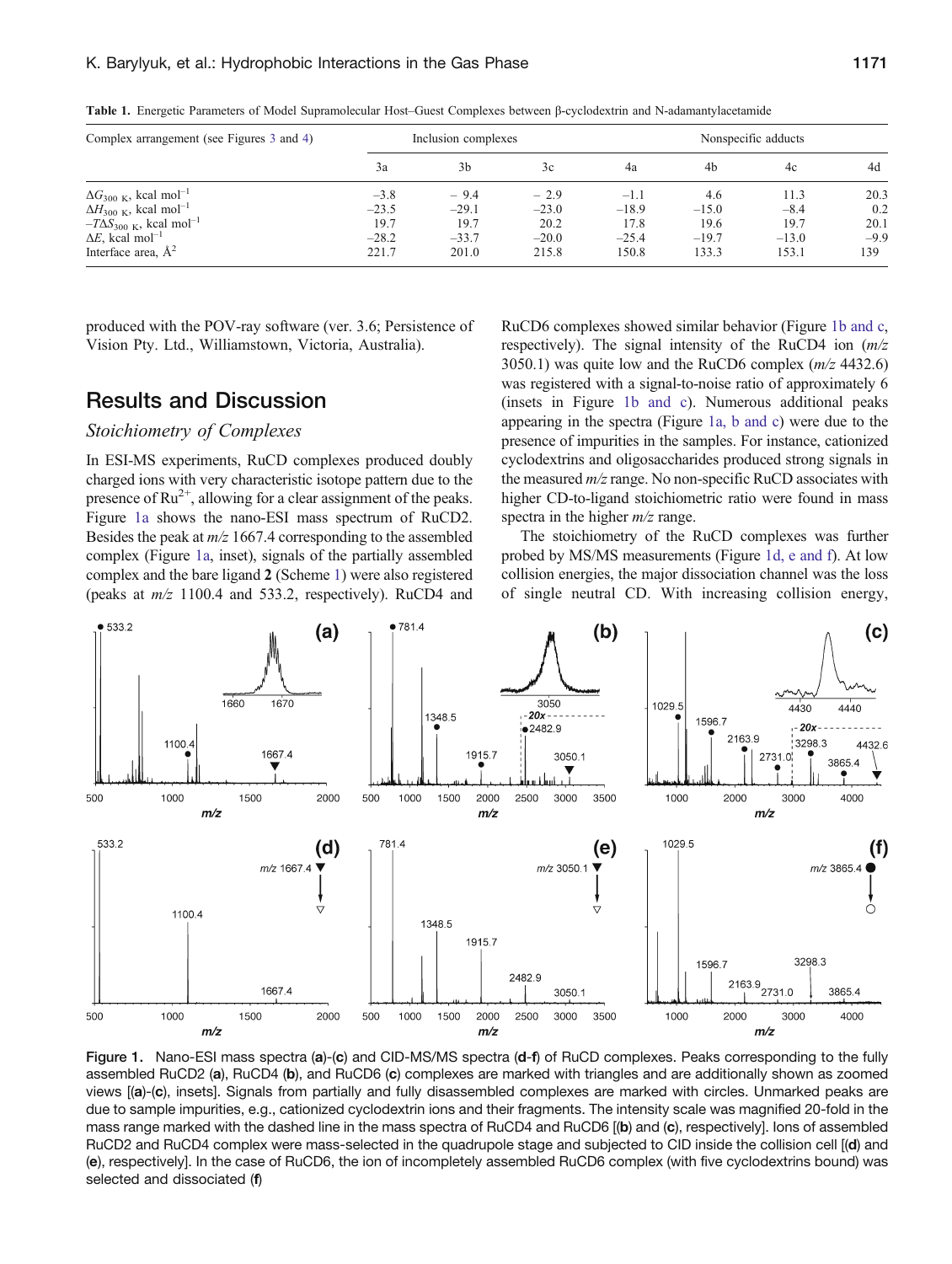**Table 1.** Energetic Parameters of Model Supramolecular Host–Guest Complexes between β-cyclodextrin and N-adamantylacetamide

| Complex arrangement (see Figures 3 and 4) | Inclusion complexes | | | Nonspecific adducts | | | |
|---|---|---|---|---|---|---|---|
| | 3a | 3b | 3c | 4a | 4b | 4c | 4d |
| $\Delta G_{300\ K}$, kcal mol$^{-1}$ | −3.8 | − 9.4 | − 2.9 | −1.1 | 4.6 | 11.3 | 20.3 |
| $\Delta H_{300\ K}$, kcal mol$^{-1}$ | −23.5 | −29.1 | −23.0 | −18.9 | −15.0 | −8.4 | 0.2 |
| $-T\Delta S_{300\ K}$, kcal mol$^{-1}$ | 19.7 | 19.7 | 20.2 | 17.8 | 19.6 | 19.7 | 20.1 |
| $\Delta E$, kcal mol$^{-1}$ | −28.2 | −33.7 | −20.0 | −25.4 | −19.7 | −13.0 | −9.9 |
| Interface area, Å$^2$ | 221.7 | 201.0 | 215.8 | 150.8 | 133.3 | 153.1 | 139 |

produced with the POV-ray software (ver. 3.6; Persistence of Vision Pty. Ltd., Williamstown, Victoria, Australia).

## Results and Discussion

### *Stoichiometry of Complexes*

In ESI-MS experiments, RuCD complexes produced doubly charged ions with very characteristic isotope pattern due to the presence of $Ru^{2+}$, allowing for a clear assignment of the peaks. Figure 1a shows the nano-ESI mass spectrum of RuCD2. Besides the peak at *m/z* 1667.4 corresponding to the assembled complex (Figure 1a, inset), signals of the partially assembled complex and the bare ligand **2** (Scheme 1) were also registered (peaks at *m/z* 1100.4 and 533.2, respectively). RuCD4 and RuCD6 complexes showed similar behavior (Figure 1b and c, respectively). The signal intensity of the RuCD4 ion (*m/z* 3050.1) was quite low and the RuCD6 complex (*m/z* 4432.6) was registered with a signal-to-noise ratio of approximately 6 (insets in Figure 1b and c). Numerous additional peaks appearing in the spectra (Figure 1a, b and c) were due to the presence of impurities in the samples. For instance, cationized cyclodextrins and oligosaccharides produced strong signals in the measured *m/z* range. No non-specific RuCD associates with higher CD-to-ligand stoichiometric ratio were found in mass spectra in the higher *m/z* range.

The stoichiometry of the RuCD complexes was further probed by MS/MS measurements (Figure 1d, e and f). At low collision energies, the major dissociation channel was the loss of single neutral CD. With increasing collision energy,

**Figure 1.** Nano-ESI mass spectra (**a**)-(**c**) and CID-MS/MS spectra (**d**-**f**) of RuCD complexes. Peaks corresponding to the fully assembled RuCD2 (**a**), RuCD4 (**b**), and RuCD6 (**c**) complexes are marked with triangles and are additionally shown as zoomed views [(**a**)-(**c**), insets]. Signals from partially and fully disassembled complexes are marked with circles. Unmarked peaks are due to sample impurities, e.g., cationized cyclodextrin ions and their fragments. The intensity scale was magnified 20-fold in the mass range marked with the dashed line in the mass spectra of RuCD4 and RuCD6 [(**b**) and (**c**), respectively]. Ions of assembled RuCD2 and RuCD4 complex were mass-selected in the quadrupole stage and subjected to CID inside the collision cell [(**d**) and (**e**), respectively]. In the case of RuCD6, the ion of incompletely assembled RuCD6 complex (with five cyclodextrins bound) was selected and dissociated (**f**)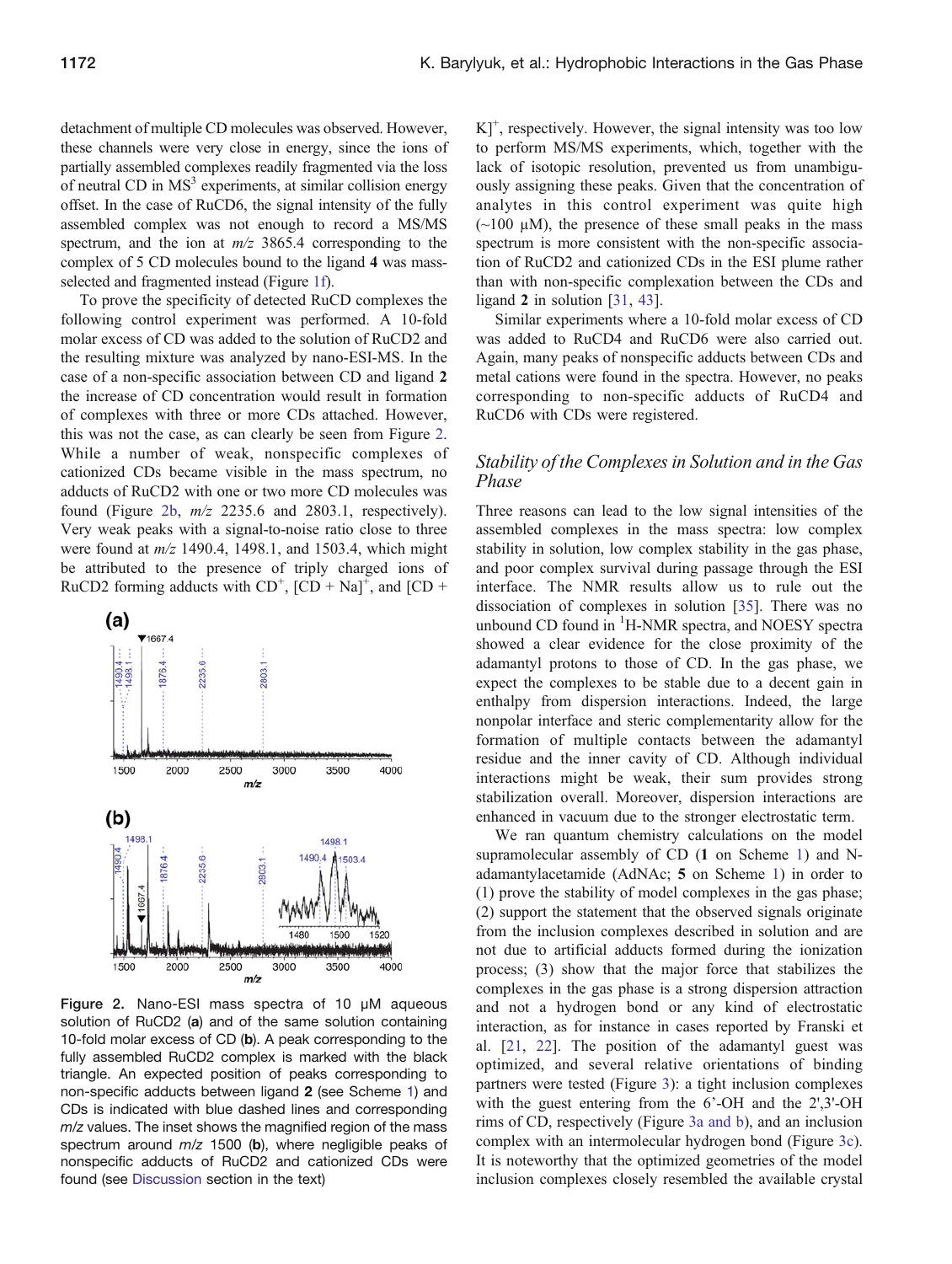detachment of multiple CD molecules was observed. However, these channels were very close in energy, since the ions of partially assembled complexes readily fragmented via the loss of neutral CD in $MS^3$ experiments, at similar collision energy offset. In the case of RuCD6, the signal intensity of the fully assembled complex was not enough to record a MS/MS spectrum, and the ion at $m/z$ 3865.4 corresponding to the complex of 5 CD molecules bound to the ligand **4** was mass-selected and fragmented instead (Figure 1f).

To prove the specificity of detected RuCD complexes the following control experiment was performed. A 10-fold molar excess of CD was added to the solution of RuCD2 and the resulting mixture was analyzed by nano-ESI-MS. In the case of a non-specific association between CD and ligand **2** the increase of CD concentration would result in formation of complexes with three or more CDs attached. However, this was not the case, as can clearly be seen from Figure 2. While a number of weak, nonspecific complexes of cationized CDs became visible in the mass spectrum, no adducts of RuCD2 with one or two more CD molecules was found (Figure 2b, $m/z$ 2235.6 and 2803.1, respectively). Very weak peaks with a signal-to-noise ratio close to three were found at $m/z$ 1490.4, 1498.1, and 1503.4, which might be attributed to the presence of triply charged ions of RuCD2 forming adducts with $CD^+$, $[CD + Na]^+$, and $[CD + K]^+$, respectively. However, the signal intensity was too low to perform MS/MS experiments, which, together with the lack of isotopic resolution, prevented us from unambiguously assigning these peaks. Given that the concentration of analytes in this control experiment was quite high (~100 μM), the presence of these small peaks in the mass spectrum is more consistent with the non-specific association of RuCD2 and cationized CDs in the ESI plume rather than with non-specific complexation between the CDs and ligand **2** in solution [31, 43].

Figure 2. Nano-ESI mass spectra of 10 μM aqueous solution of RuCD2 (**a**) and of the same solution containing 10-fold molar excess of CD (**b**). A peak corresponding to the fully assembled RuCD2 complex is marked with the black triangle. An expected position of peaks corresponding to non-specific adducts between ligand **2** (see Scheme 1) and CDs is indicated with blue dashed lines and corresponding $m/z$ values. The inset shows the magnified region of the mass spectrum around $m/z$ 1500 (**b**), where negligible peaks of nonspecific adducts of RuCD2 and cationized CDs were found (see Discussion section in the text)

Similar experiments where a 10-fold molar excess of CD was added to RuCD4 and RuCD6 were also carried out. Again, many peaks of nonspecific adducts between CDs and metal cations were found in the spectra. However, no peaks corresponding to non-specific adducts of RuCD4 and RuCD6 with CDs were registered.

### *Stability of the Complexes in Solution and in the Gas Phase*

Three reasons can lead to the low signal intensities of the assembled complexes in the mass spectra: low complex stability in solution, low complex stability in the gas phase, and poor complex survival during passage through the ESI interface. The NMR results allow us to rule out the dissociation of complexes in solution [35]. There was no unbound CD found in $^1$H-NMR spectra, and NOESY spectra showed a clear evidence for the close proximity of the adamantyl protons to those of CD. In the gas phase, we expect the complexes to be stable due to a decent gain in enthalpy from dispersion interactions. Indeed, the large nonpolar interface and steric complementarity allow for the formation of multiple contacts between the adamantyl residue and the inner cavity of CD. Although individual interactions might be weak, their sum provides strong stabilization overall. Moreover, dispersion interactions are enhanced in vacuum due to the stronger electrostatic term.

We ran quantum chemistry calculations on the model supramolecular assembly of CD (**1** on Scheme 1) and N-adamantylacetamide (AdNAc; **5** on Scheme 1) in order to (1) prove the stability of model complexes in the gas phase; (2) support the statement that the observed signals originate from the inclusion complexes described in solution and are not due to artificial adducts formed during the ionization process; (3) show that the major force that stabilizes the complexes in the gas phase is a strong dispersion attraction and not a hydrogen bond or any kind of electrostatic interaction, as for instance in cases reported by Franski et al. [21, 22]. The position of the adamantyl guest was optimized, and several relative orientations of binding partners were tested (Figure 3): a tight inclusion complexes with the guest entering from the 6'-OH and the 2',3'-OH rims of CD, respectively (Figure 3a and b), and an inclusion complex with an intermolecular hydrogen bond (Figure 3c). It is noteworthy that the optimized geometries of the model inclusion complexes closely resembled the available crystal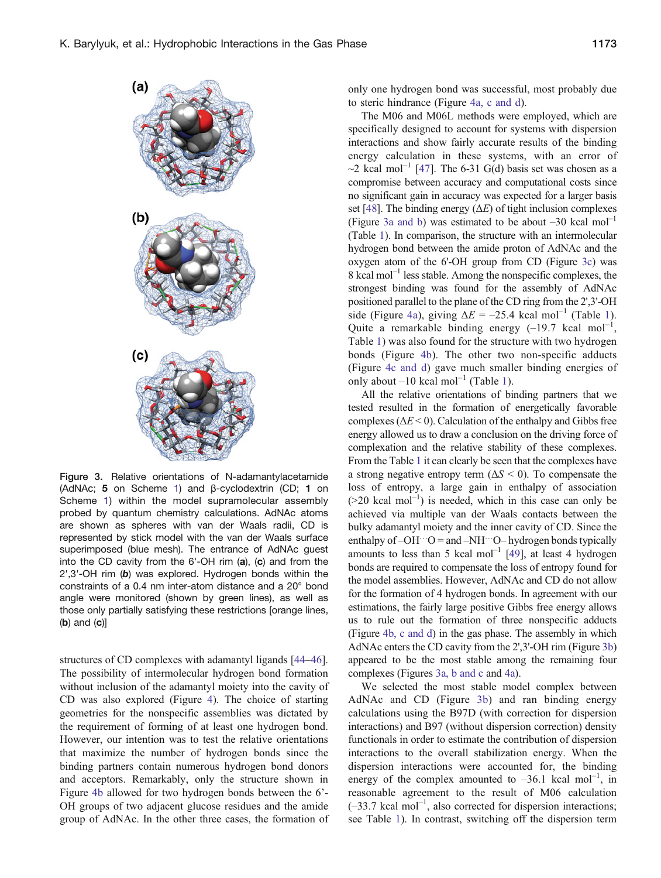Figure 3. Relative orientations of N-adamantylacetamide (AdNAc; **5** on Scheme 1) and β-cyclodextrin (CD; **1** on Scheme 1) within the model supramolecular assembly probed by quantum chemistry calculations. AdNAc atoms are shown as spheres with van der Waals radii, CD is represented by stick model with the van der Waals surface superimposed (blue mesh). The entrance of AdNAc guest into the CD cavity from the 6'-OH rim (**a**), (**c**) and from the 2',3'-OH rim (***b***) was explored. Hydrogen bonds within the constraints of a 0.4 nm inter-atom distance and a 20° bond angle were monitored (shown by green lines), as well as those only partially satisfying these restrictions [orange lines, (**b**) and (**c**)]

structures of CD complexes with adamantyl ligands [44–46]. The possibility of intermolecular hydrogen bond formation without inclusion of the adamantyl moiety into the cavity of CD was also explored (Figure 4). The choice of starting geometries for the nonspecific assemblies was dictated by the requirement of forming of at least one hydrogen bond. However, our intention was to test the relative orientations that maximize the number of hydrogen bonds since the binding partners contain numerous hydrogen bond donors and acceptors. Remarkably, only the structure shown in Figure 4b allowed for two hydrogen bonds between the 6'-OH groups of two adjacent glucose residues and the amide group of AdNAc. In the other three cases, the formation of only one hydrogen bond was successful, most probably due to steric hindrance (Figure 4a, c and d).

The M06 and M06L methods were employed, which are specifically designed to account for systems with dispersion interactions and show fairly accurate results of the binding energy calculation in these systems, with an error of ~2 kcal $mol^{-1}$ [47]. The 6-31 G(d) basis set was chosen as a compromise between accuracy and computational costs since no significant gain in accuracy was expected for a larger basis set [48]. The binding energy ($\Delta E$) of tight inclusion complexes (Figure 3a and b) was estimated to be about –30 kcal $mol^{-1}$ (Table 1). In comparison, the structure with an intermolecular hydrogen bond between the amide proton of AdNAc and the oxygen atom of the 6'-OH group from CD (Figure 3c) was 8 kcal $mol^{-1}$ less stable. Among the nonspecific complexes, the strongest binding was found for the assembly of AdNAc positioned parallel to the plane of the CD ring from the 2',3'-OH side (Figure 4a), giving $\Delta E$ = –25.4 kcal $mol^{-1}$ (Table 1). Quite a remarkable binding energy (–19.7 kcal $mol^{-1}$, Table 1) was also found for the structure with two hydrogen bonds (Figure 4b). The other two non-specific adducts (Figure 4c and d) gave much smaller binding energies of only about –10 kcal $mol^{-1}$ (Table 1).

All the relative orientations of binding partners that we tested resulted in the formation of energetically favorable complexes ($\Delta E < 0$). Calculation of the enthalpy and Gibbs free energy allowed us to draw a conclusion on the driving force of complexation and the relative stability of these complexes. From the Table 1 it can clearly be seen that the complexes have a strong negative entropy term ($\Delta S < 0$). To compensate the loss of entropy, a large gain in enthalpy of association (>20 kcal $mol^{-1}$) is needed, which in this case can only be achieved via multiple van der Waals contacts between the bulky adamantyl moiety and the inner cavity of CD. Since the enthalpy of –OH···O = and –NH···O– hydrogen bonds typically amounts to less than 5 kcal $mol^{-1}$ [49], at least 4 hydrogen bonds are required to compensate the loss of entropy found for the model assemblies. However, AdNAc and CD do not allow for the formation of 4 hydrogen bonds. In agreement with our estimations, the fairly large positive Gibbs free energy allows us to rule out the formation of three nonspecific adducts (Figure 4b, c and d) in the gas phase. The assembly in which AdNAc enters the CD cavity from the 2',3'-OH rim (Figure 3b) appeared to be the most stable among the remaining four complexes (Figures 3a, b and c and 4a).

We selected the most stable model complex between AdNAc and CD (Figure 3b) and ran binding energy calculations using the B97D (with correction for dispersion interactions) and B97 (without dispersion correction) density functionals in order to estimate the contribution of dispersion interactions to the overall stabilization energy. When the dispersion interactions were accounted for, the binding energy of the complex amounted to –36.1 kcal $mol^{-1}$, in reasonable agreement to the result of M06 calculation (–33.7 kcal $mol^{-1}$, also corrected for dispersion interactions; see Table 1). In contrast, switching off the dispersion term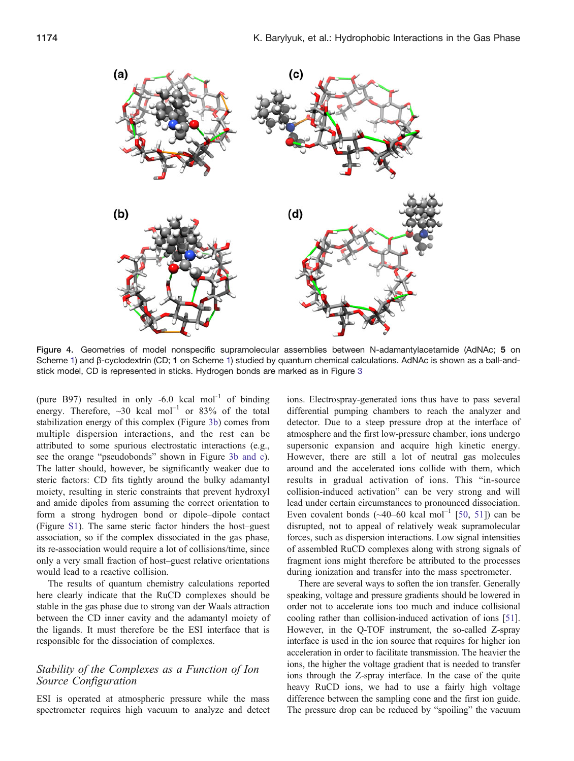Figure 4. Geometries of model nonspecific supramolecular assemblies between N-adamantylacetamide (AdNAc; **5** on Scheme 1) and β-cyclodextrin (CD; **1** on Scheme 1) studied by quantum chemical calculations. AdNAc is shown as a ball-and-stick model, CD is represented in sticks. Hydrogen bonds are marked as in Figure 3

(pure B97) resulted in only -6.0 kcal mol$^{-1}$ of binding energy. Therefore, ~30 kcal mol$^{-1}$ or 83% of the total stabilization energy of this complex (Figure 3b) comes from multiple dispersion interactions, and the rest can be attributed to some spurious electrostatic interactions (e.g., see the orange "pseudobonds" shown in Figure 3b and c). The latter should, however, be significantly weaker due to steric factors: CD fits tightly around the bulky adamantyl moiety, resulting in steric constraints that prevent hydroxyl and amide dipoles from assuming the correct orientation to form a strong hydrogen bond or dipole–dipole contact (Figure S1). The same steric factor hinders the host–guest association, so if the complex dissociated in the gas phase, its re-association would require a lot of collisions/time, since only a very small fraction of host–guest relative orientations would lead to a reactive collision.

The results of quantum chemistry calculations reported here clearly indicate that the RuCD complexes should be stable in the gas phase due to strong van der Waals attraction between the CD inner cavity and the adamantyl moiety of the ligands. It must therefore be the ESI interface that is responsible for the dissociation of complexes.

## *Stability of the Complexes as a Function of Ion Source Configuration*

ESI is operated at atmospheric pressure while the mass spectrometer requires high vacuum to analyze and detect ions. Electrospray-generated ions thus have to pass several differential pumping chambers to reach the analyzer and detector. Due to a steep pressure drop at the interface of atmosphere and the first low-pressure chamber, ions undergo supersonic expansion and acquire high kinetic energy. However, there are still a lot of neutral gas molecules around and the accelerated ions collide with them, which results in gradual activation of ions. This "in-source collision-induced activation" can be very strong and will lead under certain circumstances to pronounced dissociation. Even covalent bonds (~40–60 kcal mol$^{-1}$ [50, 51]) can be disrupted, not to appeal of relatively weak supramolecular forces, such as dispersion interactions. Low signal intensities of assembled RuCD complexes along with strong signals of fragment ions might therefore be attributed to the processes during ionization and transfer into the mass spectrometer.

There are several ways to soften the ion transfer. Generally speaking, voltage and pressure gradients should be lowered in order not to accelerate ions too much and induce collisional cooling rather than collision-induced activation of ions [51]. However, in the Q-TOF instrument, the so-called Z-spray interface is used in the ion source that requires for higher ion acceleration in order to facilitate transmission. The heavier the ions, the higher the voltage gradient that is needed to transfer ions through the Z-spray interface. In the case of the quite heavy RuCD ions, we had to use a fairly high voltage difference between the sampling cone and the first ion guide. The pressure drop can be reduced by "spoiling" the vacuum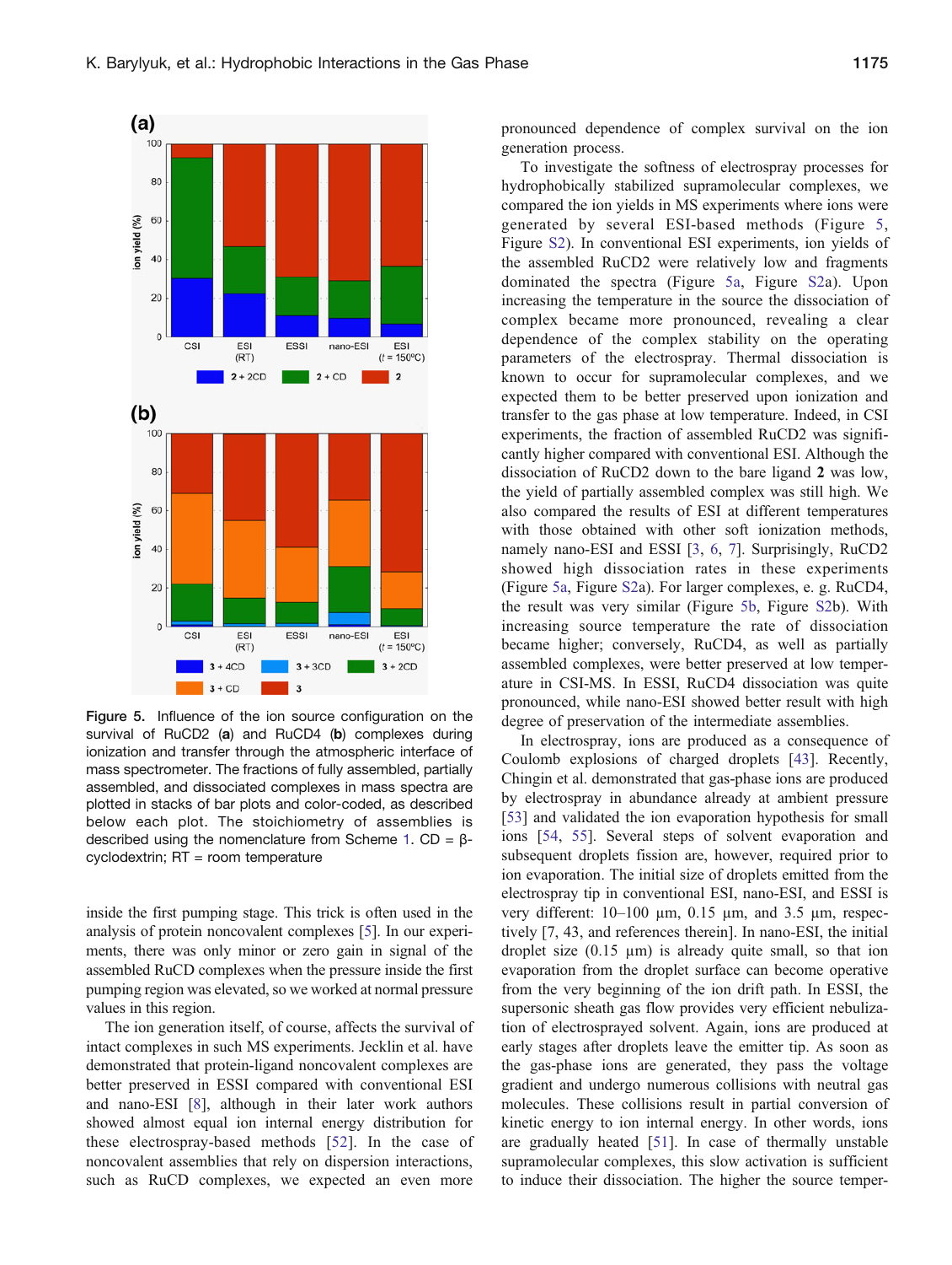Figure 5. Influence of the ion source configuration on the survival of RuCD2 (**a**) and RuCD4 (**b**) complexes during ionization and transfer through the atmospheric interface of mass spectrometer. The fractions of fully assembled, partially assembled, and dissociated complexes in mass spectra are plotted in stacks of bar plots and color-coded, as described below each plot. The stoichiometry of assemblies is described using the nomenclature from Scheme 1. CD = β-cyclodextrin; RT = room temperature

inside the first pumping stage. This trick is often used in the analysis of protein noncovalent complexes [5]. In our experiments, there was only minor or zero gain in signal of the assembled RuCD complexes when the pressure inside the first pumping region was elevated, so we worked at normal pressure values in this region.

The ion generation itself, of course, affects the survival of intact complexes in such MS experiments. Jecklin et al. have demonstrated that protein-ligand noncovalent complexes are better preserved in ESSI compared with conventional ESI and nano-ESI [8], although in their later work authors showed almost equal ion internal energy distribution for these electrospray-based methods [52]. In the case of noncovalent assemblies that rely on dispersion interactions, such as RuCD complexes, we expected an even more pronounced dependence of complex survival on the ion generation process.

To investigate the softness of electrospray processes for hydrophobically stabilized supramolecular complexes, we compared the ion yields in MS experiments where ions were generated by several ESI-based methods (Figure 5, Figure S2). In conventional ESI experiments, ion yields of the assembled RuCD2 were relatively low and fragments dominated the spectra (Figure 5a, Figure S2a). Upon increasing the temperature in the source the dissociation of complex became more pronounced, revealing a clear dependence of the complex stability on the operating parameters of the electrospray. Thermal dissociation is known to occur for supramolecular complexes, and we expected them to be better preserved upon ionization and transfer to the gas phase at low temperature. Indeed, in CSI experiments, the fraction of assembled RuCD2 was significantly higher compared with conventional ESI. Although the dissociation of RuCD2 down to the bare ligand **2** was low, the yield of partially assembled complex was still high. We also compared the results of ESI at different temperatures with those obtained with other soft ionization methods, namely nano-ESI and ESSI [3, 6, 7]. Surprisingly, RuCD2 showed high dissociation rates in these experiments (Figure 5a, Figure S2a). For larger complexes, e. g. RuCD4, the result was very similar (Figure 5b, Figure S2b). With increasing source temperature the rate of dissociation became higher; conversely, RuCD4, as well as partially assembled complexes, were better preserved at low temperature in CSI-MS. In ESSI, RuCD4 dissociation was quite pronounced, while nano-ESI showed better result with high degree of preservation of the intermediate assemblies.

In electrospray, ions are produced as a consequence of Coulomb explosions of charged droplets [43]. Recently, Chingin et al. demonstrated that gas-phase ions are produced by electrospray in abundance already at ambient pressure [53] and validated the ion evaporation hypothesis for small ions [54, 55]. Several steps of solvent evaporation and subsequent droplets fission are, however, required prior to ion evaporation. The initial size of droplets emitted from the electrospray tip in conventional ESI, nano-ESI, and ESSI is very different: 10–100 µm, 0.15 µm, and 3.5 µm, respectively [7, 43, and references therein]. In nano-ESI, the initial droplet size (0.15 µm) is already quite small, so that ion evaporation from the droplet surface can become operative from the very beginning of the ion drift path. In ESSI, the supersonic sheath gas flow provides very efficient nebulization of electrosprayed solvent. Again, ions are produced at early stages after droplets leave the emitter tip. As soon as the gas-phase ions are generated, they pass the voltage gradient and undergo numerous collisions with neutral gas molecules. These collisions result in partial conversion of kinetic energy to ion internal energy. In other words, ions are gradually heated [51]. In case of thermally unstable supramolecular complexes, this slow activation is sufficient to induce their dissociation. The higher the source temper-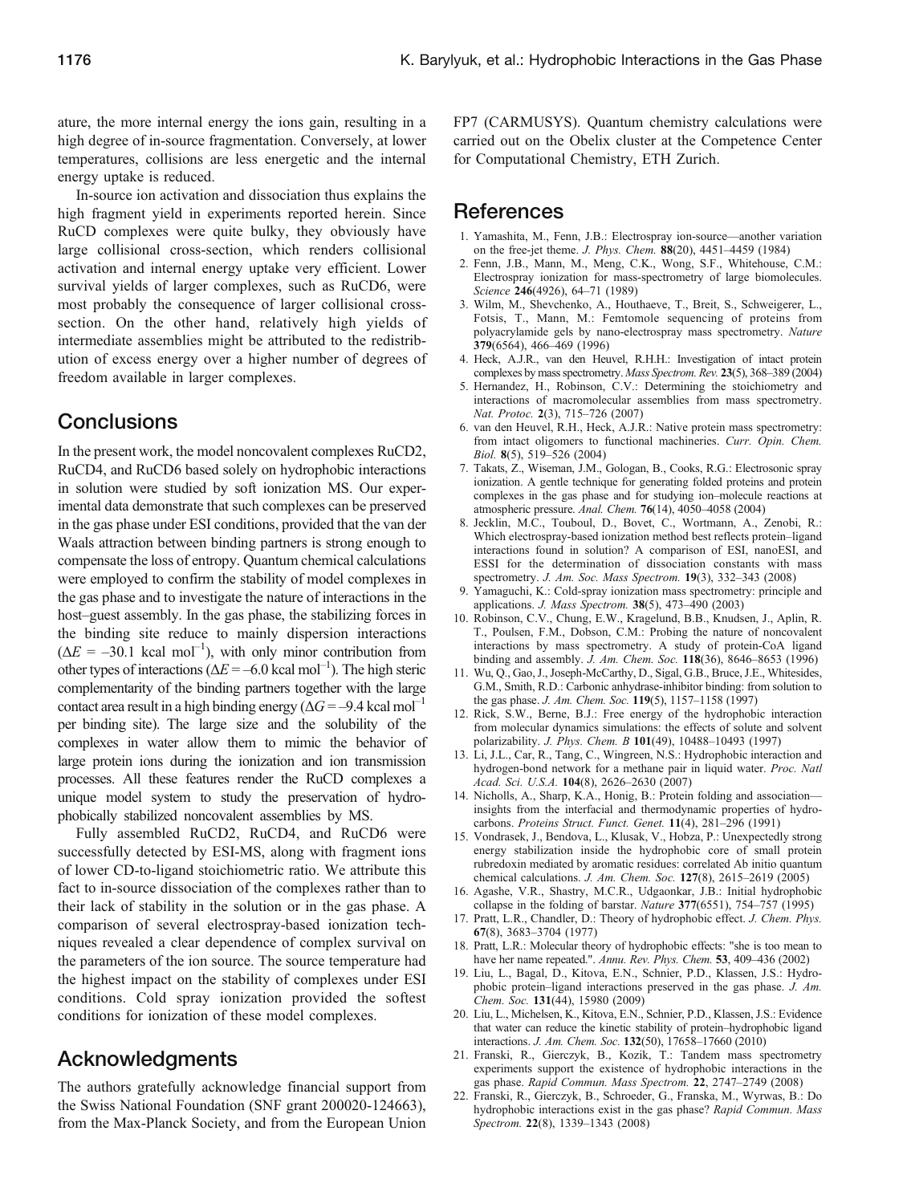ature, the more internal energy the ions gain, resulting in a high degree of in-source fragmentation. Conversely, at lower temperatures, collisions are less energetic and the internal energy uptake is reduced.

In-source ion activation and dissociation thus explains the high fragment yield in experiments reported herein. Since RuCD complexes were quite bulky, they obviously have large collisional cross-section, which renders collisional activation and internal energy uptake very efficient. Lower survival yields of larger complexes, such as RuCD6, were most probably the consequence of larger collisional cross-section. On the other hand, relatively high yields of intermediate assemblies might be attributed to the redistribution of excess energy over a higher number of degrees of freedom available in larger complexes.

## Conclusions

In the present work, the model noncovalent complexes RuCD2, RuCD4, and RuCD6 based solely on hydrophobic interactions in solution were studied by soft ionization MS. Our experimental data demonstrate that such complexes can be preserved in the gas phase under ESI conditions, provided that the van der Waals attraction between binding partners is strong enough to compensate the loss of entropy. Quantum chemical calculations were employed to confirm the stability of model complexes in the gas phase and to investigate the nature of interactions in the host–guest assembly. In the gas phase, the stabilizing forces in the binding site reduce to mainly dispersion interactions ($\Delta E$ = –30.1 kcal mol$^{-1}$), with only minor contribution from other types of interactions ($\Delta E$ = –6.0 kcal mol$^{-1}$). The high steric complementarity of the binding partners together with the large contact area result in a high binding energy ($\Delta G$ = –9.4 kcal mol$^{-1}$ per binding site). The large size and the solubility of the complexes in water allow them to mimic the behavior of large protein ions during the ionization and ion transmission processes. All these features render the RuCD complexes a unique model system to study the preservation of hydrophobically stabilized noncovalent assemblies by MS.

Fully assembled RuCD2, RuCD4, and RuCD6 were successfully detected by ESI-MS, along with fragment ions of lower CD-to-ligand stoichiometric ratio. We attribute this fact to in-source dissociation of the complexes rather than to their lack of stability in the solution or in the gas phase. A comparison of several electrospray-based ionization techniques revealed a clear dependence of complex survival on the parameters of the ion source. The source temperature had the highest impact on the stability of complexes under ESI conditions. Cold spray ionization provided the softest conditions for ionization of these model complexes.

## Acknowledgments

The authors gratefully acknowledge financial support from the Swiss National Foundation (SNF grant 200020-124663), from the Max-Planck Society, and from the European Union FP7 (CARMUSYS). Quantum chemistry calculations were carried out on the Obelix cluster at the Competence Center for Computational Chemistry, ETH Zurich.

## References

1. Yamashita, M., Fenn, J.B.: Electrospray ion-source—another variation on the free-jet theme. *J. Phys. Chem.* **88**(20), 4451–4459 (1984)
2. Fenn, J.B., Mann, M., Meng, C.K., Wong, S.F., Whitehouse, C.M.: Electrospray ionization for mass-spectrometry of large biomolecules. *Science* **246**(4926), 64–71 (1989)
3. Wilm, M., Shevchenko, A., Houthaeve, T., Breit, S., Schweigerer, L., Fotsis, T., Mann, M.: Femtomole sequencing of proteins from polyacrylamide gels by nano-electrospray mass spectrometry. *Nature* **379**(6564), 466–469 (1996)
4. Heck, A.J.R., van den Heuvel, R.H.H.: Investigation of intact protein complexes by mass spectrometry. *Mass Spectrom. Rev.* **23**(5), 368–389 (2004)
5. Hernandez, H., Robinson, C.V.: Determining the stoichiometry and interactions of macromolecular assemblies from mass spectrometry. *Nat. Protoc.* **2**(3), 715–726 (2007)
6. van den Heuvel, R.H., Heck, A.J.R.: Native protein mass spectrometry: from intact oligomers to functional machineries. *Curr. Opin. Chem. Biol.* **8**(5), 519–526 (2004)
7. Takats, Z., Wiseman, J.M., Gologan, B., Cooks, R.G.: Electrosonic spray ionization. A gentle technique for generating folded proteins and protein complexes in the gas phase and for studying ion–molecule reactions at atmospheric pressure. *Anal. Chem.* **76**(14), 4050–4058 (2004)
8. Jecklin, M.C., Touboul, D., Bovet, C., Wortmann, A., Zenobi, R.: Which electrospray-based ionization method best reflects protein–ligand interactions found in solution? A comparison of ESI, nanoESI, and ESSI for the determination of dissociation constants with mass spectrometry. *J. Am. Soc. Mass Spectrom.* **19**(3), 332–343 (2008)
9. Yamaguchi, K.: Cold-spray ionization mass spectrometry: principle and applications. *J. Mass Spectrom.* **38**(5), 473–490 (2003)
10. Robinson, C.V., Chung, E.W., Kragelund, B.B., Knudsen, J., Aplin, R. T., Poulsen, F.M., Dobson, C.M.: Probing the nature of noncovalent interactions by mass spectrometry. A study of protein-CoA ligand binding and assembly. *J. Am. Chem. Soc.* **118**(36), 8646–8653 (1996)
11. Wu, Q., Gao, J., Joseph-McCarthy, D., Sigal, G.B., Bruce, J.E., Whitesides, G.M., Smith, R.D.: Carbonic anhydrase-inhibitor binding: from solution to the gas phase. *J. Am. Chem. Soc.* **119**(5), 1157–1158 (1997)
12. Rick, S.W., Berne, B.J.: Free energy of the hydrophobic interaction from molecular dynamics simulations: the effects of solute and solvent polarizability. *J. Phys. Chem. B* **101**(49), 10488–10493 (1997)
13. Li, J.L., Car, R., Tang, C., Wingreen, N.S.: Hydrophobic interaction and hydrogen-bond network for a methane pair in liquid water. *Proc. Natl Acad. Sci. U.S.A.* **104**(8), 2626–2630 (2007)
14. Nicholls, A., Sharp, K.A., Honig, B.: Protein folding and association—insights from the interfacial and thermodynamic properties of hydrocarbons. *Proteins Struct. Funct. Genet.* **11**(4), 281–296 (1991)
15. Vondrasek, J., Bendova, L., Klusak, V., Hobza, P.: Unexpectedly strong energy stabilization inside the hydrophobic core of small protein rubredoxin mediated by aromatic residues: correlated Ab initio quantum chemical calculations. *J. Am. Chem. Soc.* **127**(8), 2615–2619 (2005)
16. Agashe, V.R., Shastry, M.C.R., Udgaonkar, J.B.: Initial hydrophobic collapse in the folding of barstar. *Nature* **377**(6551), 754–757 (1995)
17. Pratt, L.R., Chandler, D.: Theory of hydrophobic effect. *J. Chem. Phys.* **67**(8), 3683–3704 (1977)
18. Pratt, L.R.: Molecular theory of hydrophobic effects: "she is too mean to have her name repeated.". *Annu. Rev. Phys. Chem.* **53**, 409–436 (2002)
19. Liu, L., Bagal, D., Kitova, E.N., Schnier, P.D., Klassen, J.S.: Hydrophobic protein–ligand interactions preserved in the gas phase. *J. Am. Chem. Soc.* **131**(44), 15980 (2009)
20. Liu, L., Michelsen, K., Kitova, E.N., Schnier, P.D., Klassen, J.S.: Evidence that water can reduce the kinetic stability of protein–hydrophobic ligand interactions. *J. Am. Chem. Soc.* **132**(50), 17658–17660 (2010)
21. Franski, R., Gierczyk, B., Kozik, T.: Tandem mass spectrometry experiments support the existence of hydrophobic interactions in the gas phase. *Rapid Commun. Mass Spectrom.* **22**, 2747–2749 (2008)
22. Franski, R., Gierczyk, B., Schroeder, G., Franska, M., Wyrwas, B.: Do hydrophobic interactions exist in the gas phase? *Rapid Commun. Mass Spectrom.* **22**(8), 1339–1343 (2008)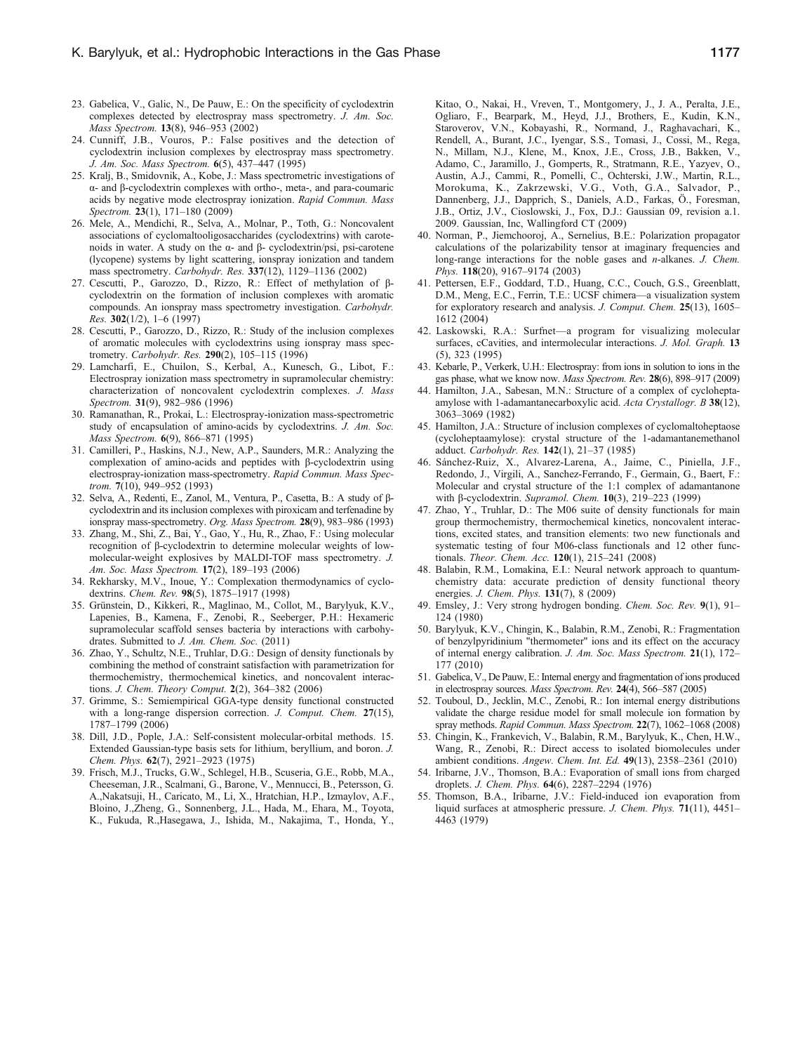23. Gabelica, V., Galic, N., De Pauw, E.: On the specificity of cyclodextrin complexes detected by electrospray mass spectrometry. *J. Am. Soc. Mass Spectrom.* **13**(8), 946–953 (2002)
24. Cunniff, J.B., Vouros, P.: False positives and the detection of cyclodextrin inclusion complexes by electrospray mass spectrometry. *J. Am. Soc. Mass Spectrom.* **6**(5), 437–447 (1995)
25. Kralj, B., Smidovnik, A., Kobe, J.: Mass spectrometric investigations of α- and β-cyclodextrin complexes with ortho-, meta-, and para-coumaric acids by negative mode electrospray ionization. *Rapid Commun. Mass Spectrom.* **23**(1), 171–180 (2009)
26. Mele, A., Mendichi, R., Selva, A., Molnar, P., Toth, G.: Noncovalent associations of cyclomaltooligosaccharides (cyclodextrins) with carotenoids in water. A study on the α- and β- cyclodextrin/psi, psi-carotene (lycopene) systems by light scattering, ionspray ionization and tandem mass spectrometry. *Carbohydr. Res.* **337**(12), 1129–1136 (2002)
27. Cescutti, P., Garozzo, D., Rizzo, R.: Effect of methylation of β-cyclodextrin on the formation of inclusion complexes with aromatic compounds. An ionspray mass spectrometry investigation. *Carbohydr. Res.* **302**(1/2), 1–6 (1997)
28. Cescutti, P., Garozzo, D., Rizzo, R.: Study of the inclusion complexes of aromatic molecules with cyclodextrins using ionspray mass spectrometry. *Carbohydr. Res.* **290**(2), 105–115 (1996)
29. Lamcharfi, E., Chuilon, S., Kerbal, A., Kunesch, G., Libot, F.: Electrospray ionization mass spectrometry in supramolecular chemistry: characterization of noncovalent cyclodextrin complexes. *J. Mass Spectrom.* **31**(9), 982–986 (1996)
30. Ramanathan, R., Prokai, L.: Electrospray-ionization mass-spectrometric study of encapsulation of amino-acids by cyclodextrins. *J. Am. Soc. Mass Spectrom.* **6**(9), 866–871 (1995)
31. Camilleri, P., Haskins, N.J., New, A.P., Saunders, M.R.: Analyzing the complexation of amino-acids and peptides with β-cyclodextrin using electrospray-ionization mass-spectrometry. *Rapid Commun. Mass Spectrom.* **7**(10), 949–952 (1993)
32. Selva, A., Redenti, E., Zanol, M., Ventura, P., Casetta, B.: A study of β-cyclodextrin and its inclusion complexes with piroxicam and terfenadine by ionspray mass-spectrometry. *Org. Mass Spectrom.* **28**(9), 983–986 (1993)
33. Zhang, M., Shi, Z., Bai, Y., Gao, Y., Hu, R., Zhao, F.: Using molecular recognition of β-cyclodextrin to determine molecular weights of low-molecular-weight explosives by MALDI-TOF mass spectrometry. *J. Am. Soc. Mass Spectrom.* **17**(2), 189–193 (2006)
34. Rekharsky, M.V., Inoue, Y.: Complexation thermodynamics of cyclodextrins. *Chem. Rev.* **98**(5), 1875–1917 (1998)
35. Grünstein, D., Kikkeri, R., Maglinao, M., Collot, M., Barylyuk, K.V., Lapenies, B., Kamena, F., Zenobi, R., Seeberger, P.H.: Hexameric supramolecular scaffold senses bacteria by interactions with carbohydrates. Submitted to *J. Am. Chem. Soc.* (2011)
36. Zhao, Y., Schultz, N.E., Truhlar, D.G.: Design of density functionals by combining the method of constraint satisfaction with parametrization for thermochemistry, thermochemical kinetics, and noncovalent interactions. *J. Chem. Theory Comput.* **2**(2), 364–382 (2006)
37. Grimme, S.: Semiempirical GGA-type density functional constructed with a long-range dispersion correction. *J. Comput. Chem.* **27**(15), 1787–1799 (2006)
38. Dill, J.D., Pople, J.A.: Self-consistent molecular-orbital methods. 15. Extended Gaussian-type basis sets for lithium, beryllium, and boron. *J. Chem. Phys.* **62**(7), 2921–2923 (1975)
39. Frisch, M.J., Trucks, G.W., Schlegel, H.B., Scuseria, G.E., Robb, M.A., Cheeseman, J.R., Scalmani, G., Barone, V., Mennucci, B., Petersson, G. A.,Nakatsuji, H., Caricato, M., Li, X., Hratchian, H.P., Izmaylov, A.F., Bloino, J.,Zheng, G., Sonnenberg, J.L., Hada, M., Ehara, M., Toyota, K., Fukuda, R.,Hasegawa, J., Ishida, M., Nakajima, T., Honda, Y., Kitao, O., Nakai, H., Vreven, T., Montgomery, J., J. A., Peralta, J.E., Ogliaro, F., Bearpark, M., Heyd, J.J., Brothers, E., Kudin, K.N., Staroverov, V.N., Kobayashi, R., Normand, J., Raghavachari, K., Rendell, A., Burant, J.C., Iyengar, S.S., Tomasi, J., Cossi, M., Rega, N., Millam, N.J., Klene, M., Knox, J.E., Cross, J.B., Bakken, V., Adamo, C., Jaramillo, J., Gomperts, R., Stratmann, R.E., Yazyev, O., Austin, A.J., Cammi, R., Pomelli, C., Ochterski, J.W., Martin, R.L., Morokuma, K., Zakrzewski, V.G., Voth, G.A., Salvador, P., Dannenberg, J.J., Dapprich, S., Daniels, A.D., Farkas, Ö., Foresman, J.B., Ortiz, J.V., Cioslowski, J., Fox, D.J.: Gaussian 09, revision a.1. 2009. Gaussian, Inc, Wallingford CT (2009)
40. Norman, P., Jiemchooroj, A., Sernelius, B.E.: Polarization propagator calculations of the polarizability tensor at imaginary frequencies and long-range interactions for the noble gases and *n*-alkanes. *J. Chem. Phys.* **118**(20), 9167–9174 (2003)
41. Pettersen, E.F., Goddard, T.D., Huang, C.C., Couch, G.S., Greenblatt, D.M., Meng, E.C., Ferrin, T.E.: UCSF chimera—a visualization system for exploratory research and analysis. *J. Comput. Chem.* **25**(13), 1605–1612 (2004)
42. Laskowski, R.A.: Surfnet—a program for visualizing molecular surfaces, cCavities, and intermolecular interactions. *J. Mol. Graph.* **13** (5), 323 (1995)
43. Kebarle, P., Verkerk, U.H.: Electrospray: from ions in solution to ions in the gas phase, what we know now. *Mass Spectrom. Rev.* **28**(6), 898–917 (2009)
44. Hamilton, J.A., Sabesan, M.N.: Structure of a complex of cycloheptaamylose with 1-adamantanecarboxylic acid. *Acta Crystallogr. B* **38**(12), 3063–3069 (1982)
45. Hamilton, J.A.: Structure of inclusion complexes of cyclomaltoheptaose (cycloheptaamylose): crystal structure of the 1-adamantanemethanol adduct. *Carbohydr. Res.* **142**(1), 21–37 (1985)
46. Sánchez-Ruiz, X., Alvarez-Larena, A., Jaime, C., Piniella, J.F., Redondo, J., Virgili, A., Sanchez-Ferrando, F., Germain, G., Baert, F.: Molecular and crystal structure of the 1:1 complex of adamantanone with β-cyclodextrin. *Supramol. Chem.* **10**(3), 219–223 (1999)
47. Zhao, Y., Truhlar, D.: The M06 suite of density functionals for main group thermochemistry, thermochemical kinetics, noncovalent interactions, excited states, and transition elements: two new functionals and systematic testing of four M06-class functionals and 12 other functionals. *Theor. Chem. Acc.* **120**(1), 215–241 (2008)
48. Balabin, R.M., Lomakina, E.I.: Neural network approach to quantum-chemistry data: accurate prediction of density functional theory energies. *J. Chem. Phys.* **131**(7), 8 (2009)
49. Emsley, J.: Very strong hydrogen bonding. *Chem. Soc. Rev.* **9**(1), 91–124 (1980)
50. Barylyuk, K.V., Chingin, K., Balabin, R.M., Zenobi, R.: Fragmentation of benzylpyridinium "thermometer" ions and its effect on the accuracy of internal energy calibration. *J. Am. Soc. Mass Spectrom.* **21**(1), 172–177 (2010)
51. Gabelica, V., De Pauw, E.: Internal energy and fragmentation of ions produced in electrospray sources. *Mass Spectrom. Rev.* **24**(4), 566–587 (2005)
52. Touboul, D., Jecklin, M.C., Zenobi, R.: Ion internal energy distributions validate the charge residue model for small molecule ion formation by spray methods. *Rapid Commun. Mass Spectrom.* **22**(7), 1062–1068 (2008)
53. Chingin, K., Frankevich, V., Balabin, R.M., Barylyuk, K., Chen, H.W., Wang, R., Zenobi, R.: Direct access to isolated biomolecules under ambient conditions. *Angew. Chem. Int. Ed.* **49**(13), 2358–2361 (2010)
54. Iribarne, J.V., Thomson, B.A.: Evaporation of small ions from charged droplets. *J. Chem. Phys.* **64**(6), 2287–2294 (1976)
55. Thomson, B.A., Iribarne, J.V.: Field-induced ion evaporation from liquid surfaces at atmospheric pressure. *J. Chem. Phys.* **71**(11), 4451–4463 (1979)